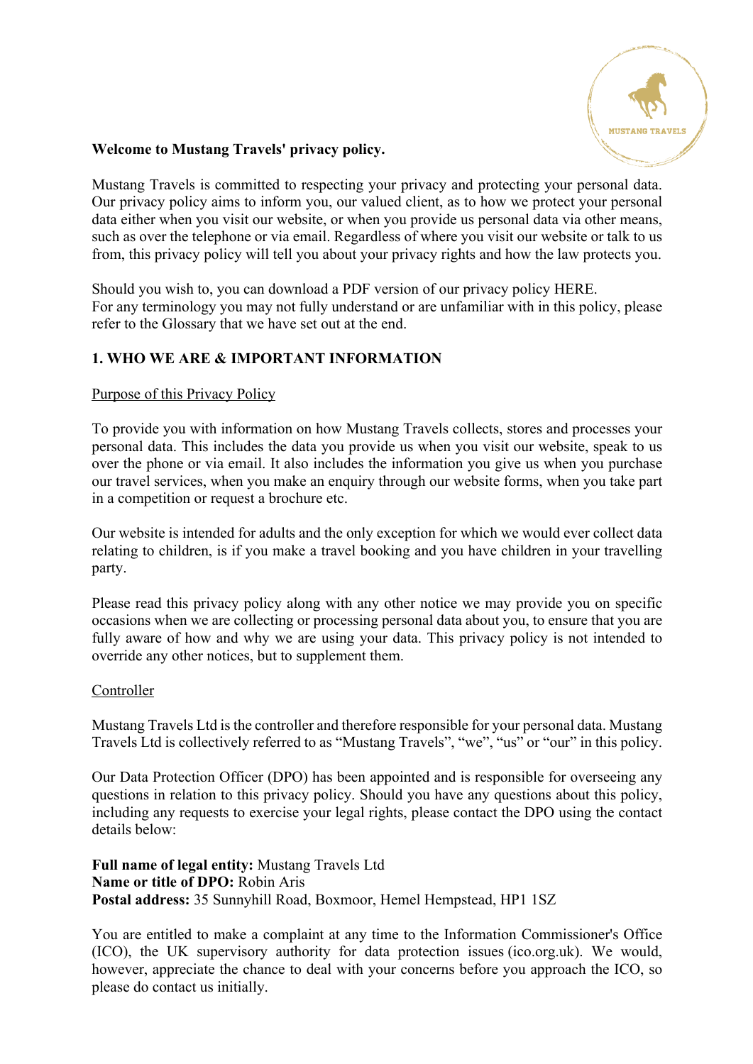**Welcome to Mustang Travels' privacy policy.**

Mustang Travels is committed to respecting your privacy and protecting your personal data. Our privacy policy aims to inform you, our valued client, as to how we protect your personal data either when you visit our website, or when you provide us personal data via other means, such as over the telephone or via email. Regardless of where you visit our website or talk to us from, this privacy policy will tell you about your privacy rights and how the law protects you.

Should you wish to, you can download a PDF version of our privacy policy HERE.
For any terminology you may not fully understand or are unfamiliar with in this policy, please refer to the Glossary that we have set out at the end.

## 1. WHO WE ARE & IMPORTANT INFORMATION

Purpose of this Privacy Policy

To provide you with information on how Mustang Travels collects, stores and processes your personal data. This includes the data you provide us when you visit our website, speak to us over the phone or via email. It also includes the information you give us when you purchase our travel services, when you make an enquiry through our website forms, when you take part in a competition or request a brochure etc.

Our website is intended for adults and the only exception for which we would ever collect data relating to children, is if you make a travel booking and you have children in your travelling party.

Please read this privacy policy along with any other notice we may provide you on specific occasions when we are collecting or processing personal data about you, to ensure that you are fully aware of how and why we are using your data. This privacy policy is not intended to override any other notices, but to supplement them.

Controller

Mustang Travels Ltd is the controller and therefore responsible for your personal data. Mustang Travels Ltd is collectively referred to as "Mustang Travels", "we", "us" or "our" in this policy.

Our Data Protection Officer (DPO) has been appointed and is responsible for overseeing any questions in relation to this privacy policy. Should you have any questions about this policy, including any requests to exercise your legal rights, please contact the DPO using the contact details below:

**Full name of legal entity:** Mustang Travels Ltd
**Name or title of DPO:** Robin Aris
**Postal address:** 35 Sunnyhill Road, Boxmoor, Hemel Hempstead, HP1 1SZ

You are entitled to make a complaint at any time to the Information Commissioner's Office (ICO), the UK supervisory authority for data protection issues (ico.org.uk). We would, however, appreciate the chance to deal with your concerns before you approach the ICO, so please do contact us initially.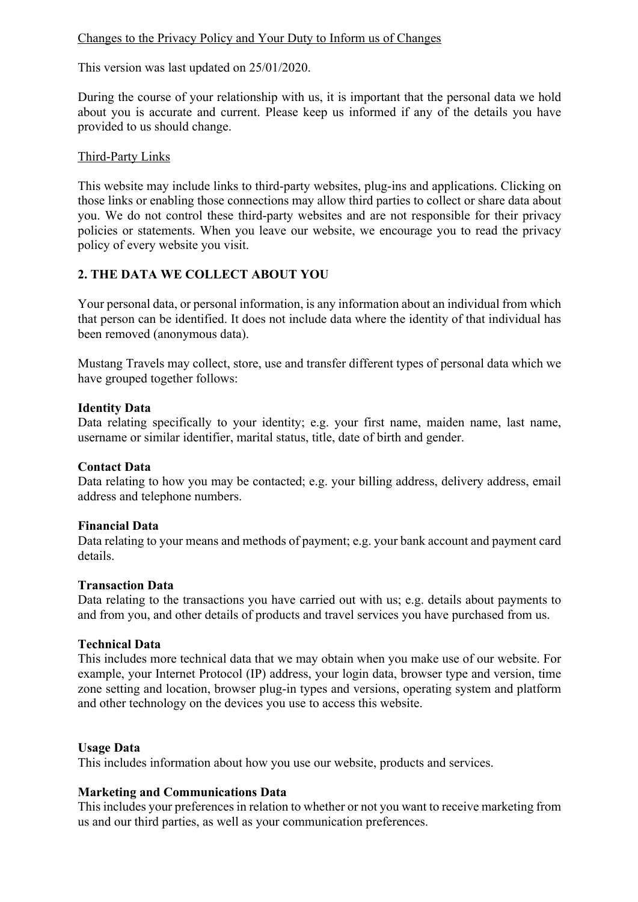Changes to the Privacy Policy and Your Duty to Inform us of Changes

This version was last updated on 25/01/2020.

During the course of your relationship with us, it is important that the personal data we hold about you is accurate and current. Please keep us informed if any of the details you have provided to us should change.

Third-Party Links

This website may include links to third-party websites, plug-ins and applications. Clicking on those links or enabling those connections may allow third parties to collect or share data about you. We do not control these third-party websites and are not responsible for their privacy policies or statements. When you leave our website, we encourage you to read the privacy policy of every website you visit.

## 2. THE DATA WE COLLECT ABOUT YOU

Your personal data, or personal information, is any information about an individual from which that person can be identified. It does not include data where the identity of that individual has been removed (anonymous data).

Mustang Travels may collect, store, use and transfer different types of personal data which we have grouped together follows:

**Identity Data**
Data relating specifically to your identity; e.g. your first name, maiden name, last name, username or similar identifier, marital status, title, date of birth and gender.

**Contact Data**
Data relating to how you may be contacted; e.g. your billing address, delivery address, email address and telephone numbers.

**Financial Data**
Data relating to your means and methods of payment; e.g. your bank account and payment card details.

**Transaction Data**
Data relating to the transactions you have carried out with us; e.g. details about payments to and from you, and other details of products and travel services you have purchased from us.

**Technical Data**
This includes more technical data that we may obtain when you make use of our website. For example, your Internet Protocol (IP) address, your login data, browser type and version, time zone setting and location, browser plug-in types and versions, operating system and platform and other technology on the devices you use to access this website.

**Usage Data**
This includes information about how you use our website, products and services.

**Marketing and Communications Data**
This includes your preferences in relation to whether or not you want to receive marketing from us and our third parties, as well as your communication preferences.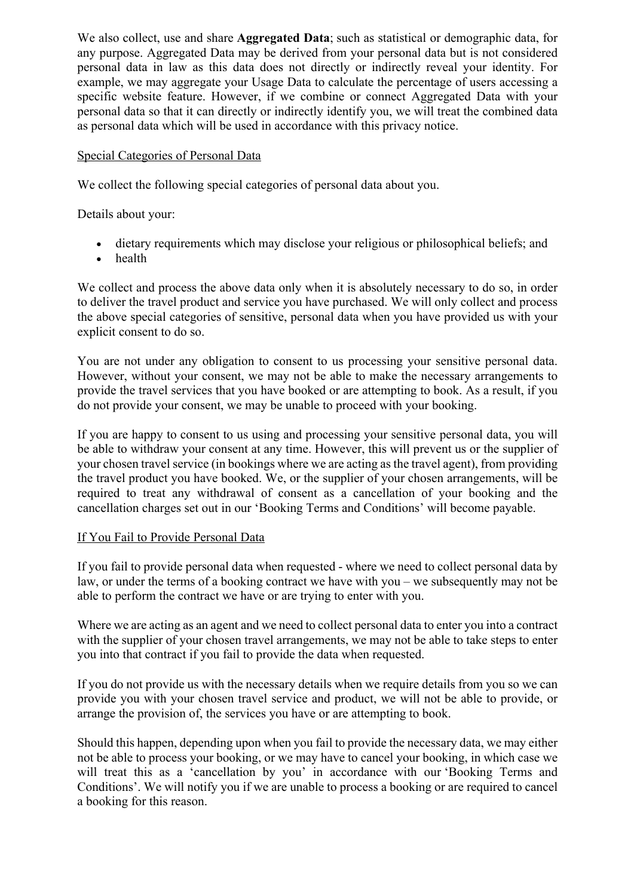We also collect, use and share **Aggregated Data**; such as statistical or demographic data, for any purpose. Aggregated Data may be derived from your personal data but is not considered personal data in law as this data does not directly or indirectly reveal your identity. For example, we may aggregate your Usage Data to calculate the percentage of users accessing a specific website feature. However, if we combine or connect Aggregated Data with your personal data so that it can directly or indirectly identify you, we will treat the combined data as personal data which will be used in accordance with this privacy notice.

## Special Categories of Personal Data

We collect the following special categories of personal data about you.

Details about your:

- dietary requirements which may disclose your religious or philosophical beliefs; and
- health

We collect and process the above data only when it is absolutely necessary to do so, in order to deliver the travel product and service you have purchased. We will only collect and process the above special categories of sensitive, personal data when you have provided us with your explicit consent to do so.

You are not under any obligation to consent to us processing your sensitive personal data. However, without your consent, we may not be able to make the necessary arrangements to provide the travel services that you have booked or are attempting to book. As a result, if you do not provide your consent, we may be unable to proceed with your booking.

If you are happy to consent to us using and processing your sensitive personal data, you will be able to withdraw your consent at any time. However, this will prevent us or the supplier of your chosen travel service (in bookings where we are acting as the travel agent), from providing the travel product you have booked. We, or the supplier of your chosen arrangements, will be required to treat any withdrawal of consent as a cancellation of your booking and the cancellation charges set out in our 'Booking Terms and Conditions' will become payable.

## If You Fail to Provide Personal Data

If you fail to provide personal data when requested - where we need to collect personal data by law, or under the terms of a booking contract we have with you – we subsequently may not be able to perform the contract we have or are trying to enter with you.

Where we are acting as an agent and we need to collect personal data to enter you into a contract with the supplier of your chosen travel arrangements, we may not be able to take steps to enter you into that contract if you fail to provide the data when requested.

If you do not provide us with the necessary details when we require details from you so we can provide you with your chosen travel service and product, we will not be able to provide, or arrange the provision of, the services you have or are attempting to book.

Should this happen, depending upon when you fail to provide the necessary data, we may either not be able to process your booking, or we may have to cancel your booking, in which case we will treat this as a 'cancellation by you' in accordance with our 'Booking Terms and Conditions'. We will notify you if we are unable to process a booking or are required to cancel a booking for this reason.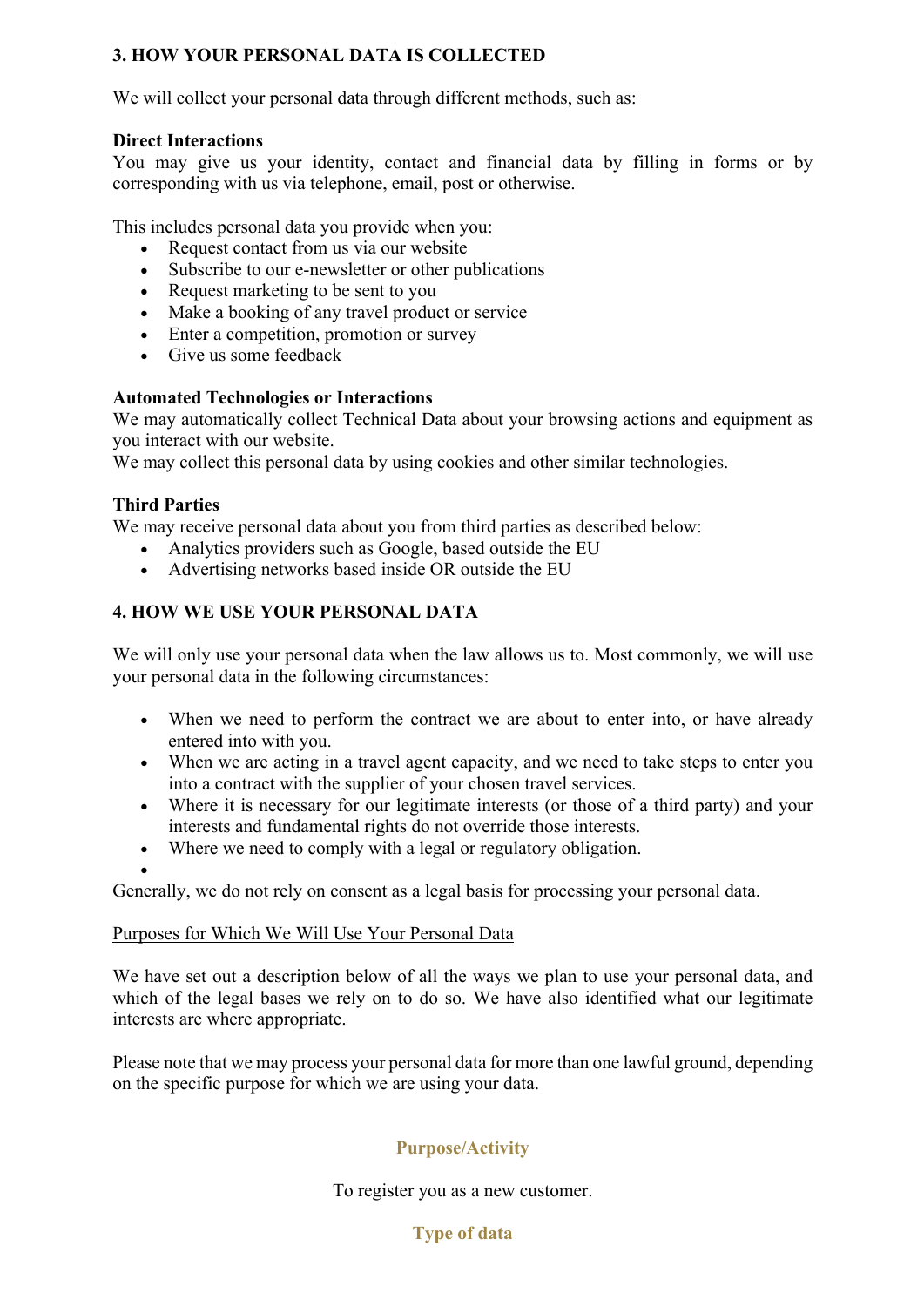## 3. HOW YOUR PERSONAL DATA IS COLLECTED

We will collect your personal data through different methods, such as:

**Direct Interactions**
You may give us your identity, contact and financial data by filling in forms or by corresponding with us via telephone, email, post or otherwise.

This includes personal data you provide when you:

- Request contact from us via our website
- Subscribe to our e-newsletter or other publications
- Request marketing to be sent to you
- Make a booking of any travel product or service
- Enter a competition, promotion or survey
- Give us some feedback

**Automated Technologies or Interactions**
We may automatically collect Technical Data about your browsing actions and equipment as you interact with our website.
We may collect this personal data by using cookies and other similar technologies.

**Third Parties**
We may receive personal data about you from third parties as described below:

- Analytics providers such as Google, based outside the EU
- Advertising networks based inside OR outside the EU

## 4. HOW WE USE YOUR PERSONAL DATA

We will only use your personal data when the law allows us to. Most commonly, we will use your personal data in the following circumstances:

- When we need to perform the contract we are about to enter into, or have already entered into with you.
- When we are acting in a travel agent capacity, and we need to take steps to enter you into a contract with the supplier of your chosen travel services.
- Where it is necessary for our legitimate interests (or those of a third party) and your interests and fundamental rights do not override those interests.
- Where we need to comply with a legal or regulatory obligation.

Generally, we do not rely on consent as a legal basis for processing your personal data.

<u>Purposes for Which We Will Use Your Personal Data</u>

We have set out a description below of all the ways we plan to use your personal data, and which of the legal bases we rely on to do so. We have also identified what our legitimate interests are where appropriate.

Please note that we may process your personal data for more than one lawful ground, depending on the specific purpose for which we are using your data.

**Purpose/Activity**

To register you as a new customer.

**Type of data**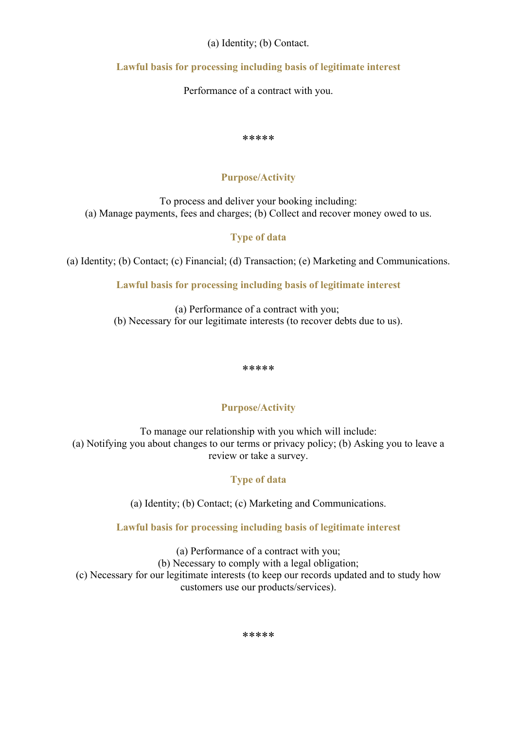(a) Identity; (b) Contact.

**Lawful basis for processing including basis of legitimate interest**

Performance of a contract with you.

*****

**Purpose/Activity**

To process and deliver your booking including:
(a) Manage payments, fees and charges; (b) Collect and recover money owed to us.

**Type of data**

(a) Identity; (b) Contact; (c) Financial; (d) Transaction; (e) Marketing and Communications.

**Lawful basis for processing including basis of legitimate interest**

(a) Performance of a contract with you;
(b) Necessary for our legitimate interests (to recover debts due to us).

*****

**Purpose/Activity**

To manage our relationship with you which will include:
(a) Notifying you about changes to our terms or privacy policy; (b) Asking you to leave a review or take a survey.

**Type of data**

(a) Identity; (b) Contact; (c) Marketing and Communications.

**Lawful basis for processing including basis of legitimate interest**

(a) Performance of a contract with you;
(b) Necessary to comply with a legal obligation;
(c) Necessary for our legitimate interests (to keep our records updated and to study how customers use our products/services).

*****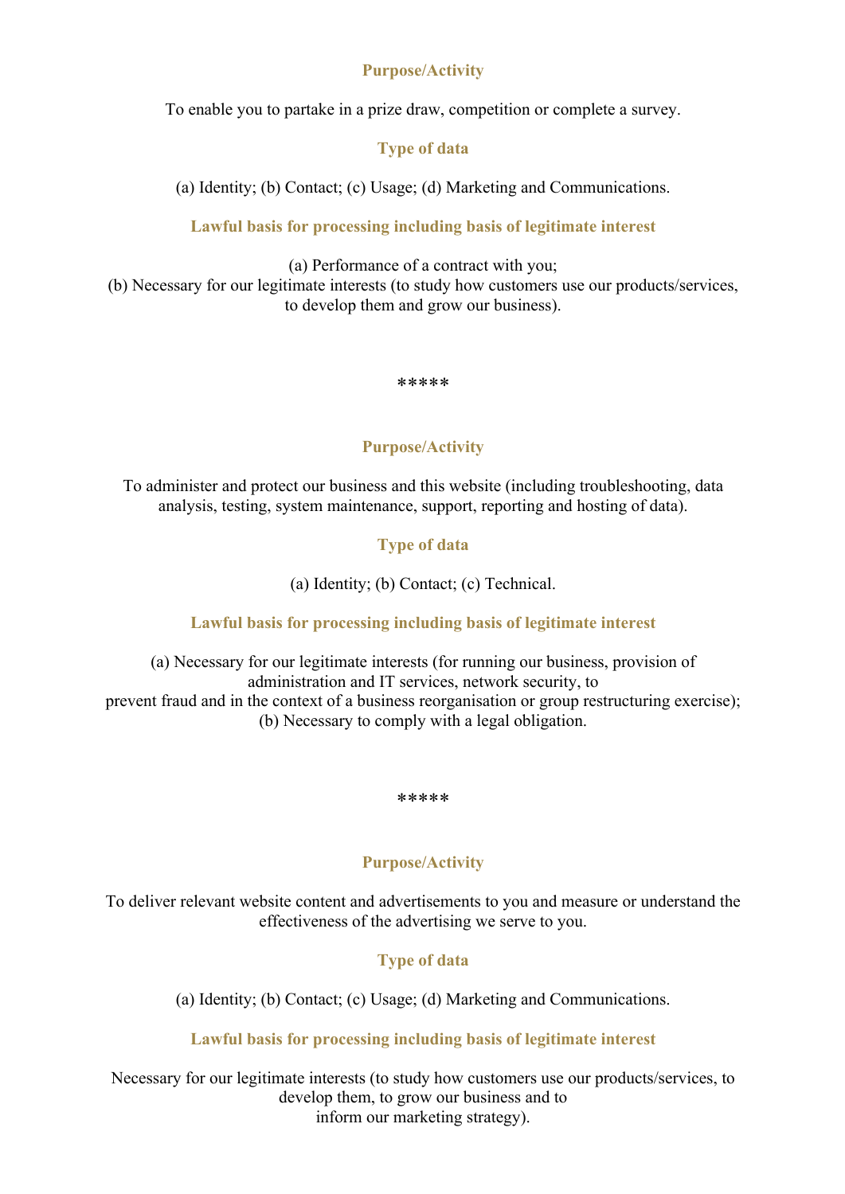**Purpose/Activity**

To enable you to partake in a prize draw, competition or complete a survey.

**Type of data**

(a) Identity; (b) Contact; (c) Usage; (d) Marketing and Communications.

**Lawful basis for processing including basis of legitimate interest**

(a) Performance of a contract with you;
(b) Necessary for our legitimate interests (to study how customers use our products/services, to develop them and grow our business).

*****

**Purpose/Activity**

To administer and protect our business and this website (including troubleshooting, data analysis, testing, system maintenance, support, reporting and hosting of data).

**Type of data**

(a) Identity; (b) Contact; (c) Technical.

**Lawful basis for processing including basis of legitimate interest**

(a) Necessary for our legitimate interests (for running our business, provision of administration and IT services, network security, to prevent fraud and in the context of a business reorganisation or group restructuring exercise);
(b) Necessary to comply with a legal obligation.

*****

**Purpose/Activity**

To deliver relevant website content and advertisements to you and measure or understand the effectiveness of the advertising we serve to you.

**Type of data**

(a) Identity; (b) Contact; (c) Usage; (d) Marketing and Communications.

**Lawful basis for processing including basis of legitimate interest**

Necessary for our legitimate interests (to study how customers use our products/services, to develop them, to grow our business and to inform our marketing strategy).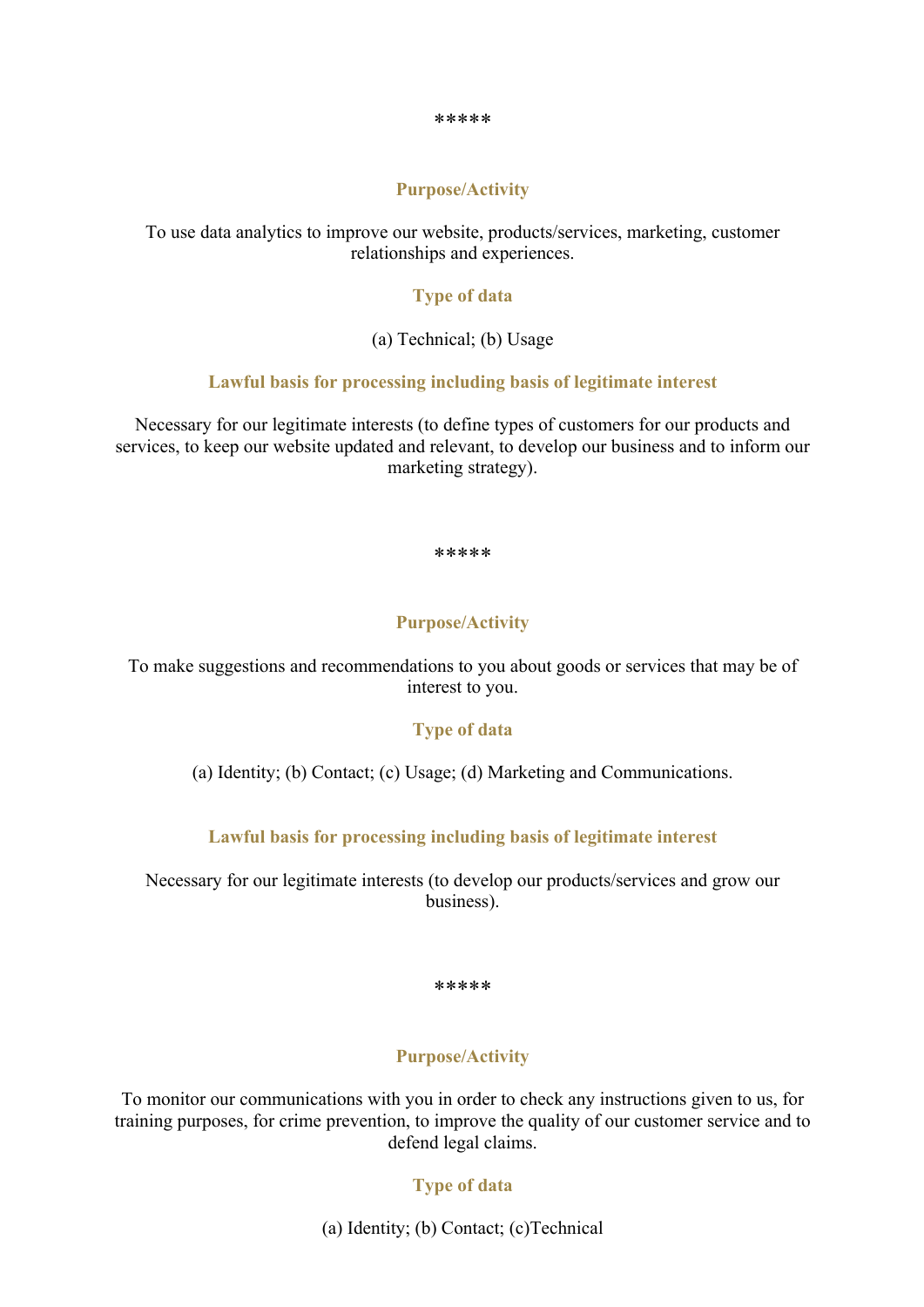*****

**Purpose/Activity**

To use data analytics to improve our website, products/services, marketing, customer relationships and experiences.

**Type of data**

(a) Technical; (b) Usage

**Lawful basis for processing including basis of legitimate interest**

Necessary for our legitimate interests (to define types of customers for our products and services, to keep our website updated and relevant, to develop our business and to inform our marketing strategy).

*****

**Purpose/Activity**

To make suggestions and recommendations to you about goods or services that may be of interest to you.

**Type of data**

(a) Identity; (b) Contact; (c) Usage; (d) Marketing and Communications.

**Lawful basis for processing including basis of legitimate interest**

Necessary for our legitimate interests (to develop our products/services and grow our business).

*****

**Purpose/Activity**

To monitor our communications with you in order to check any instructions given to us, for training purposes, for crime prevention, to improve the quality of our customer service and to defend legal claims.

**Type of data**

(a) Identity; (b) Contact; (c)Technical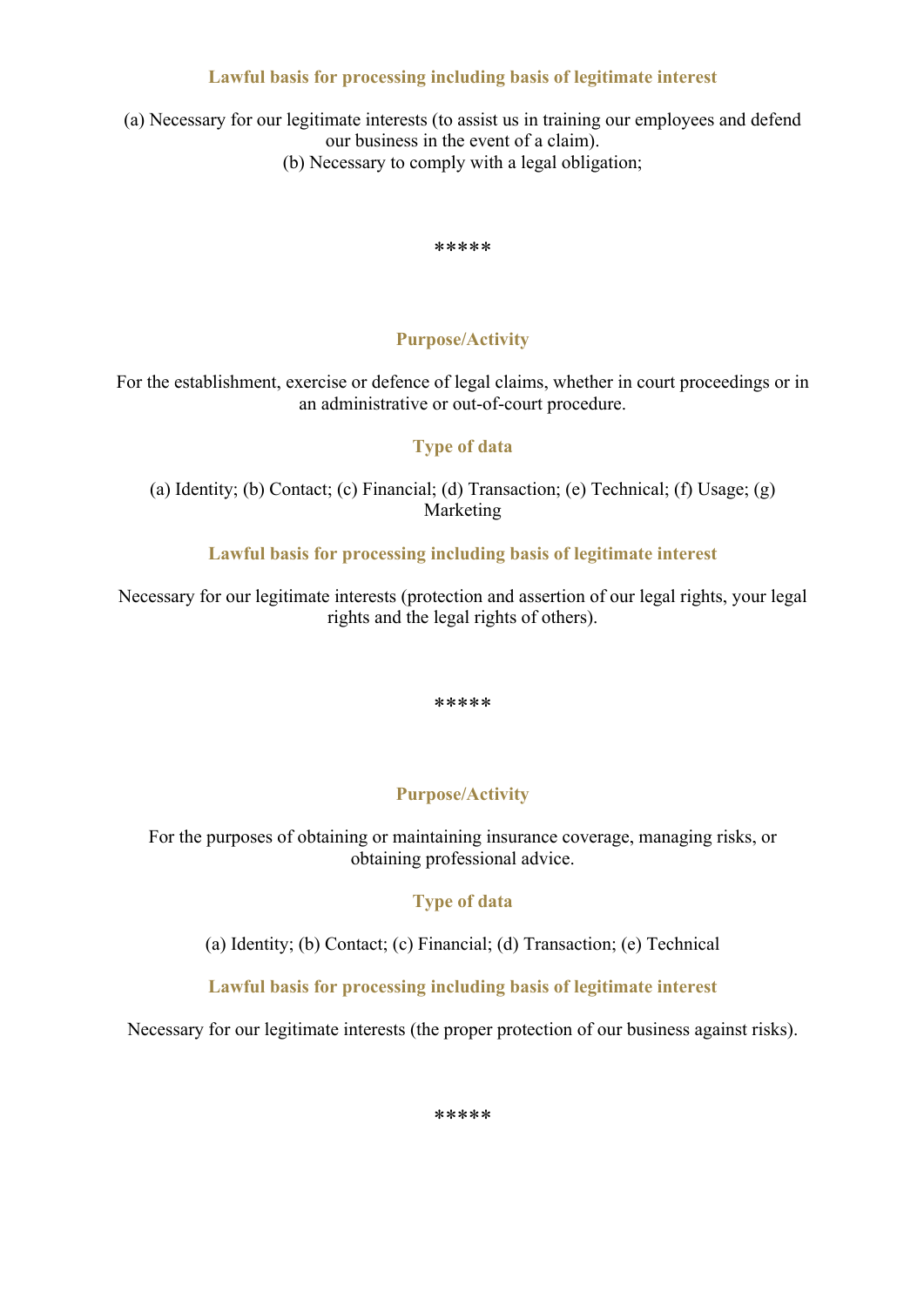**Lawful basis for processing including basis of legitimate interest**

(a) Necessary for our legitimate interests (to assist us in training our employees and defend our business in the event of a claim).
(b) Necessary to comply with a legal obligation;

*****

**Purpose/Activity**

For the establishment, exercise or defence of legal claims, whether in court proceedings or in an administrative or out-of-court procedure.

**Type of data**

(a) Identity; (b) Contact; (c) Financial; (d) Transaction; (e) Technical; (f) Usage; (g) Marketing

**Lawful basis for processing including basis of legitimate interest**

Necessary for our legitimate interests (protection and assertion of our legal rights, your legal rights and the legal rights of others).

*****

**Purpose/Activity**

For the purposes of obtaining or maintaining insurance coverage, managing risks, or obtaining professional advice.

**Type of data**

(a) Identity; (b) Contact; (c) Financial; (d) Transaction; (e) Technical

**Lawful basis for processing including basis of legitimate interest**

Necessary for our legitimate interests (the proper protection of our business against risks).

*****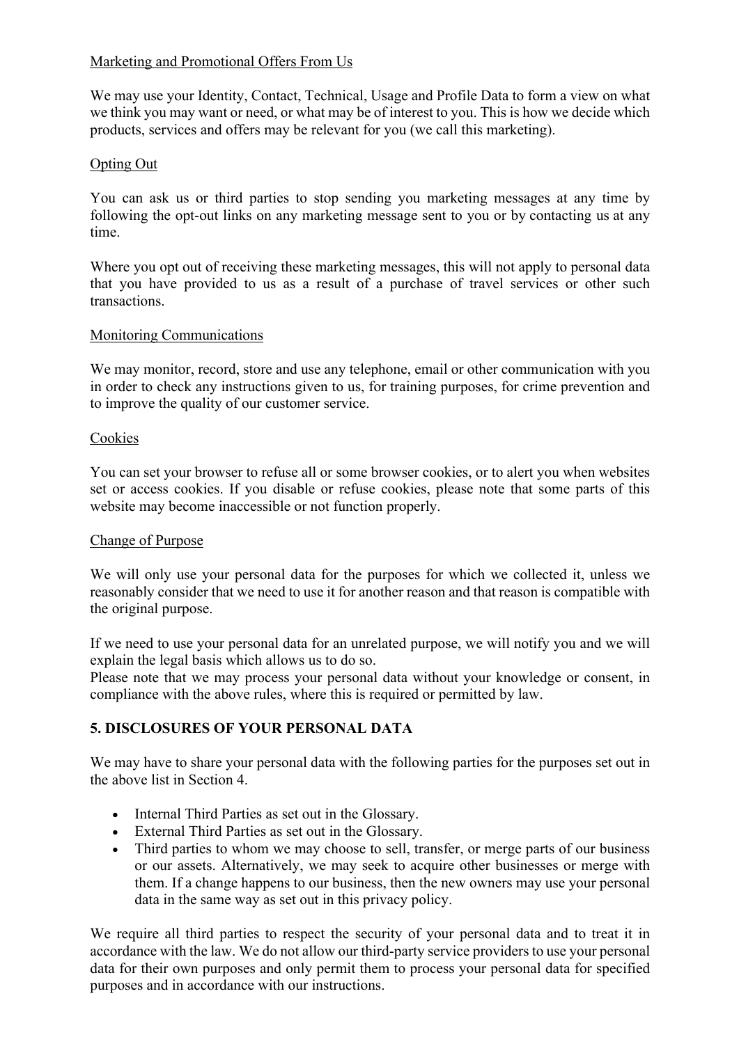Marketing and Promotional Offers From Us

We may use your Identity, Contact, Technical, Usage and Profile Data to form a view on what we think you may want or need, or what may be of interest to you. This is how we decide which products, services and offers may be relevant for you (we call this marketing).

Opting Out

You can ask us or third parties to stop sending you marketing messages at any time by following the opt-out links on any marketing message sent to you or by contacting us at any time.

Where you opt out of receiving these marketing messages, this will not apply to personal data that you have provided to us as a result of a purchase of travel services or other such transactions.

Monitoring Communications

We may monitor, record, store and use any telephone, email or other communication with you in order to check any instructions given to us, for training purposes, for crime prevention and to improve the quality of our customer service.

Cookies

You can set your browser to refuse all or some browser cookies, or to alert you when websites set or access cookies. If you disable or refuse cookies, please note that some parts of this website may become inaccessible or not function properly.

Change of Purpose

We will only use your personal data for the purposes for which we collected it, unless we reasonably consider that we need to use it for another reason and that reason is compatible with the original purpose.

If we need to use your personal data for an unrelated purpose, we will notify you and we will explain the legal basis which allows us to do so.
Please note that we may process your personal data without your knowledge or consent, in compliance with the above rules, where this is required or permitted by law.

## 5. DISCLOSURES OF YOUR PERSONAL DATA

We may have to share your personal data with the following parties for the purposes set out in the above list in Section 4.

- Internal Third Parties as set out in the Glossary.
- External Third Parties as set out in the Glossary.
- Third parties to whom we may choose to sell, transfer, or merge parts of our business or our assets. Alternatively, we may seek to acquire other businesses or merge with them. If a change happens to our business, then the new owners may use your personal data in the same way as set out in this privacy policy.

We require all third parties to respect the security of your personal data and to treat it in accordance with the law. We do not allow our third-party service providers to use your personal data for their own purposes and only permit them to process your personal data for specified purposes and in accordance with our instructions.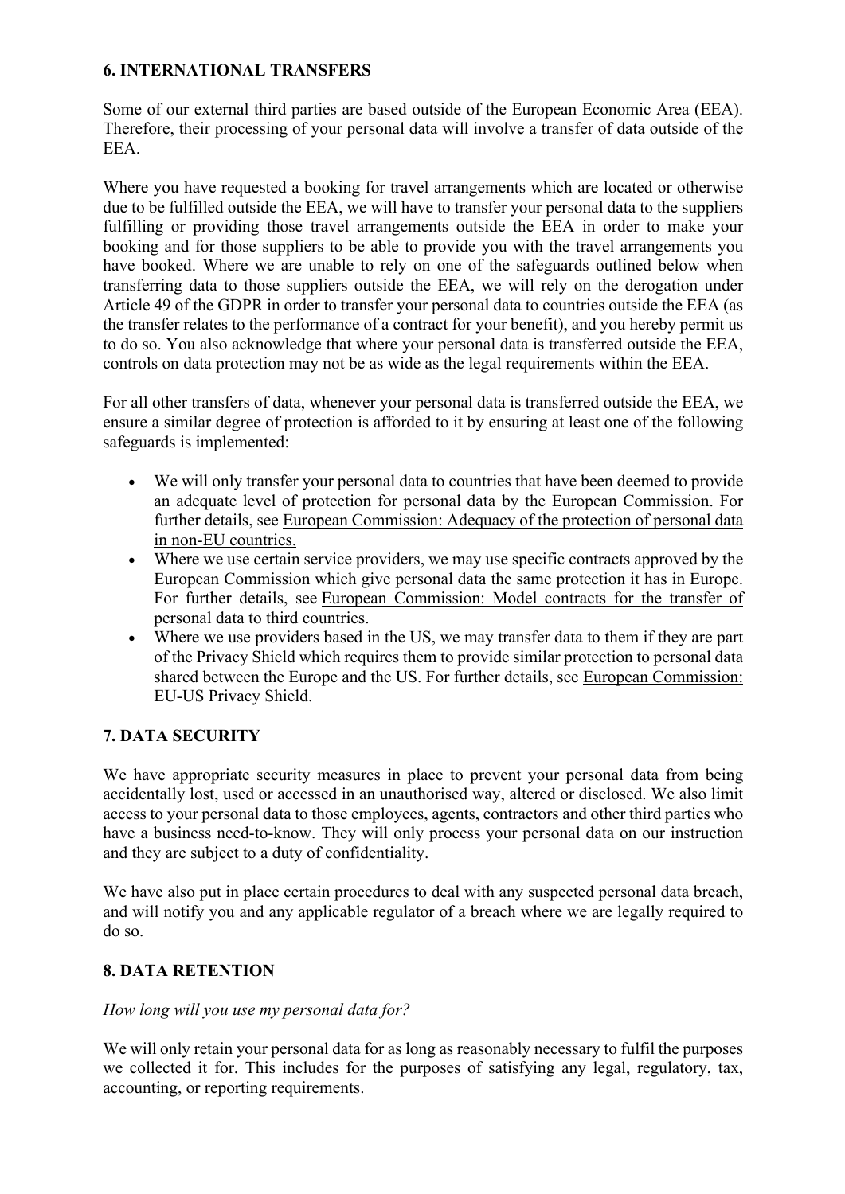## 6. INTERNATIONAL TRANSFERS

Some of our external third parties are based outside of the European Economic Area (EEA). Therefore, their processing of your personal data will involve a transfer of data outside of the EEA.

Where you have requested a booking for travel arrangements which are located or otherwise due to be fulfilled outside the EEA, we will have to transfer your personal data to the suppliers fulfilling or providing those travel arrangements outside the EEA in order to make your booking and for those suppliers to be able to provide you with the travel arrangements you have booked. Where we are unable to rely on one of the safeguards outlined below when transferring data to those suppliers outside the EEA, we will rely on the derogation under Article 49 of the GDPR in order to transfer your personal data to countries outside the EEA (as the transfer relates to the performance of a contract for your benefit), and you hereby permit us to do so. You also acknowledge that where your personal data is transferred outside the EEA, controls on data protection may not be as wide as the legal requirements within the EEA.

For all other transfers of data, whenever your personal data is transferred outside the EEA, we ensure a similar degree of protection is afforded to it by ensuring at least one of the following safeguards is implemented:

- We will only transfer your personal data to countries that have been deemed to provide an adequate level of protection for personal data by the European Commission. For further details, see European Commission: Adequacy of the protection of personal data in non-EU countries.
- Where we use certain service providers, we may use specific contracts approved by the European Commission which give personal data the same protection it has in Europe. For further details, see European Commission: Model contracts for the transfer of personal data to third countries.
- Where we use providers based in the US, we may transfer data to them if they are part of the Privacy Shield which requires them to provide similar protection to personal data shared between the Europe and the US. For further details, see European Commission: EU-US Privacy Shield.

## 7. DATA SECURITY

We have appropriate security measures in place to prevent your personal data from being accidentally lost, used or accessed in an unauthorised way, altered or disclosed. We also limit access to your personal data to those employees, agents, contractors and other third parties who have a business need-to-know. They will only process your personal data on our instruction and they are subject to a duty of confidentiality.

We have also put in place certain procedures to deal with any suspected personal data breach, and will notify you and any applicable regulator of a breach where we are legally required to do so.

## 8. DATA RETENTION

*How long will you use my personal data for?*

We will only retain your personal data for as long as reasonably necessary to fulfil the purposes we collected it for. This includes for the purposes of satisfying any legal, regulatory, tax, accounting, or reporting requirements.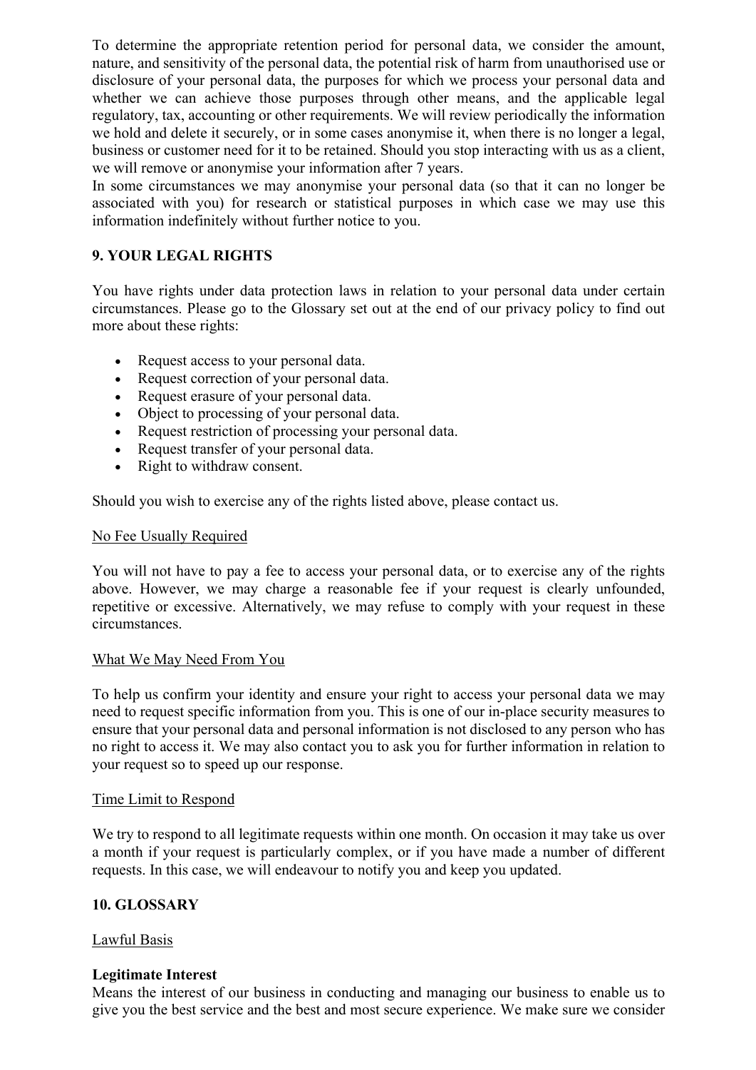To determine the appropriate retention period for personal data, we consider the amount, nature, and sensitivity of the personal data, the potential risk of harm from unauthorised use or disclosure of your personal data, the purposes for which we process your personal data and whether we can achieve those purposes through other means, and the applicable legal regulatory, tax, accounting or other requirements. We will review periodically the information we hold and delete it securely, or in some cases anonymise it, when there is no longer a legal, business or customer need for it to be retained. Should you stop interacting with us as a client, we will remove or anonymise your information after 7 years.
In some circumstances we may anonymise your personal data (so that it can no longer be associated with you) for research or statistical purposes in which case we may use this information indefinitely without further notice to you.

## 9. YOUR LEGAL RIGHTS

You have rights under data protection laws in relation to your personal data under certain circumstances. Please go to the Glossary set out at the end of our privacy policy to find out more about these rights:

- Request access to your personal data.
- Request correction of your personal data.
- Request erasure of your personal data.
- Object to processing of your personal data.
- Request restriction of processing your personal data.
- Request transfer of your personal data.
- Right to withdraw consent.

Should you wish to exercise any of the rights listed above, please contact us.

<u>No Fee Usually Required</u>

You will not have to pay a fee to access your personal data, or to exercise any of the rights above. However, we may charge a reasonable fee if your request is clearly unfounded, repetitive or excessive. Alternatively, we may refuse to comply with your request in these circumstances.

<u>What We May Need From You</u>

To help us confirm your identity and ensure your right to access your personal data we may need to request specific information from you. This is one of our in-place security measures to ensure that your personal data and personal information is not disclosed to any person who has no right to access it. We may also contact you to ask you for further information in relation to your request so to speed up our response.

<u>Time Limit to Respond</u>

We try to respond to all legitimate requests within one month. On occasion it may take us over a month if your request is particularly complex, or if you have made a number of different requests. In this case, we will endeavour to notify you and keep you updated.

## 10. GLOSSARY

<u>Lawful Basis</u>

**Legitimate Interest**
Means the interest of our business in conducting and managing our business to enable us to give you the best service and the best and most secure experience. We make sure we consider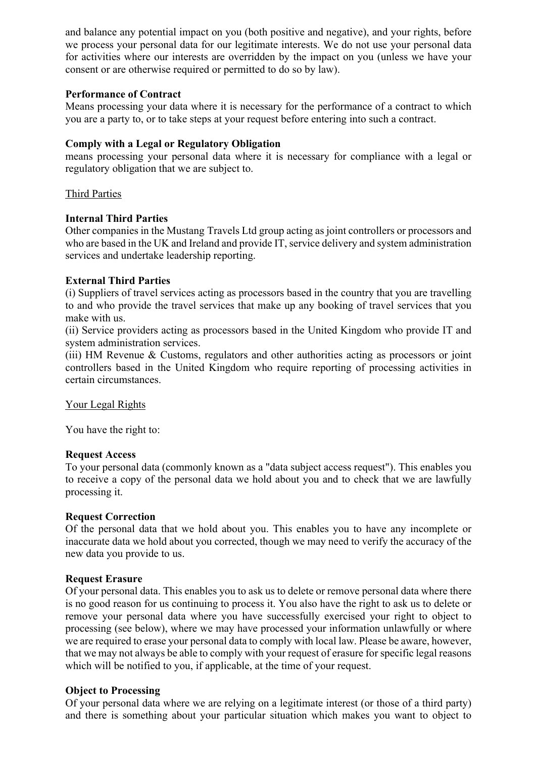and balance any potential impact on you (both positive and negative), and your rights, before we process your personal data for our legitimate interests. We do not use your personal data for activities where our interests are overridden by the impact on you (unless we have your consent or are otherwise required or permitted to do so by law).

**Performance of Contract**
Means processing your data where it is necessary for the performance of a contract to which you are a party to, or to take steps at your request before entering into such a contract.

**Comply with a Legal or Regulatory Obligation**
means processing your personal data where it is necessary for compliance with a legal or regulatory obligation that we are subject to.

<u>Third Parties</u>

**Internal Third Parties**
Other companies in the Mustang Travels Ltd group acting as joint controllers or processors and who are based in the UK and Ireland and provide IT, service delivery and system administration services and undertake leadership reporting.

**External Third Parties**
(i) Suppliers of travel services acting as processors based in the country that you are travelling to and who provide the travel services that make up any booking of travel services that you make with us.
(ii) Service providers acting as processors based in the United Kingdom who provide IT and system administration services.
(iii) HM Revenue & Customs, regulators and other authorities acting as processors or joint controllers based in the United Kingdom who require reporting of processing activities in certain circumstances.

<u>Your Legal Rights</u>

You have the right to:

**Request Access**
To your personal data (commonly known as a "data subject access request"). This enables you to receive a copy of the personal data we hold about you and to check that we are lawfully processing it.

**Request Correction**
Of the personal data that we hold about you. This enables you to have any incomplete or inaccurate data we hold about you corrected, though we may need to verify the accuracy of the new data you provide to us.

**Request Erasure**
Of your personal data. This enables you to ask us to delete or remove personal data where there is no good reason for us continuing to process it. You also have the right to ask us to delete or remove your personal data where you have successfully exercised your right to object to processing (see below), where we may have processed your information unlawfully or where we are required to erase your personal data to comply with local law. Please be aware, however, that we may not always be able to comply with your request of erasure for specific legal reasons which will be notified to you, if applicable, at the time of your request.

**Object to Processing**
Of your personal data where we are relying on a legitimate interest (or those of a third party) and there is something about your particular situation which makes you want to object to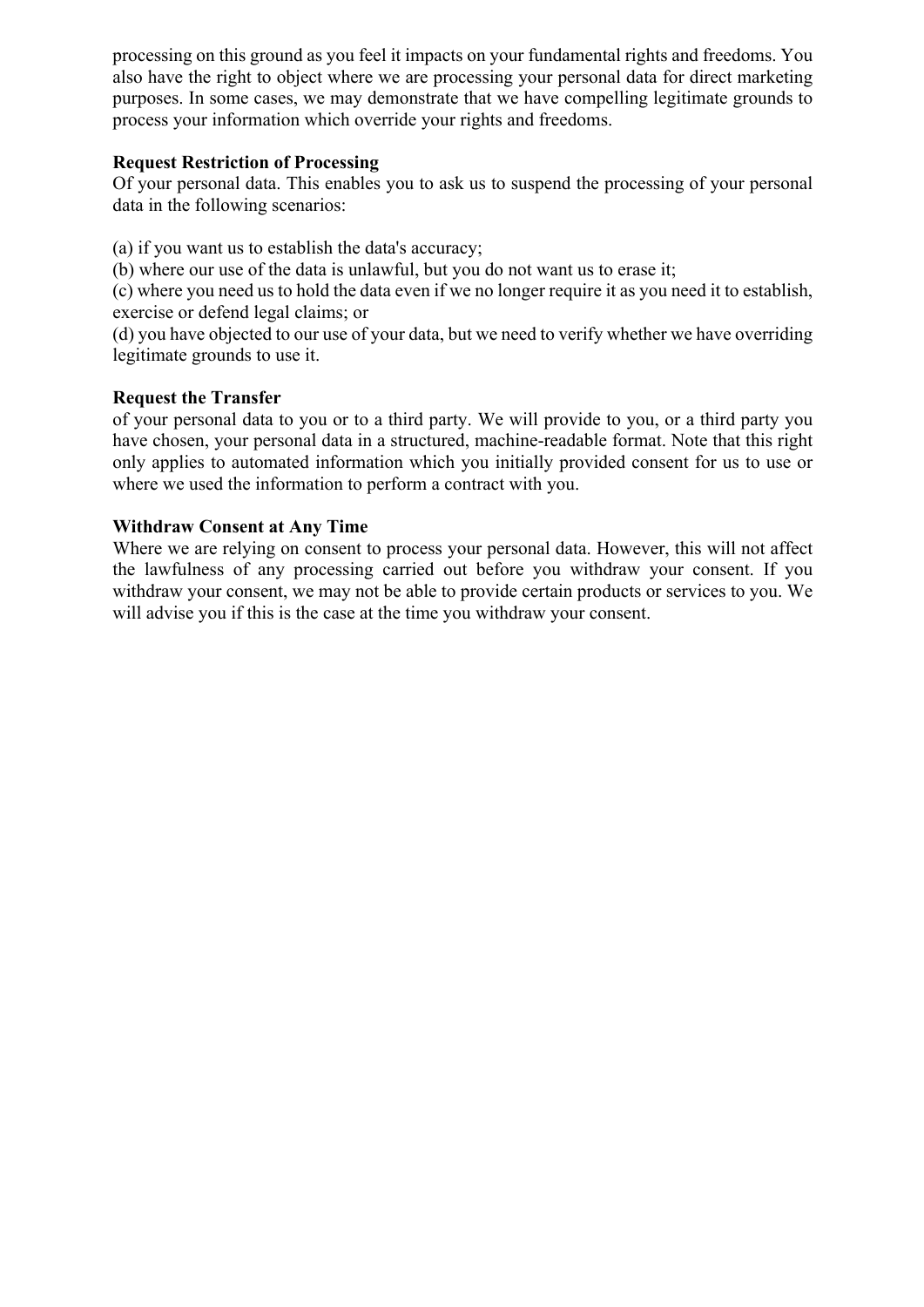processing on this ground as you feel it impacts on your fundamental rights and freedoms. You also have the right to object where we are processing your personal data for direct marketing purposes. In some cases, we may demonstrate that we have compelling legitimate grounds to process your information which override your rights and freedoms.

**Request Restriction of Processing**
Of your personal data. This enables you to ask us to suspend the processing of your personal data in the following scenarios:

(a) if you want us to establish the data's accuracy;
(b) where our use of the data is unlawful, but you do not want us to erase it;
(c) where you need us to hold the data even if we no longer require it as you need it to establish, exercise or defend legal claims; or
(d) you have objected to our use of your data, but we need to verify whether we have overriding legitimate grounds to use it.

**Request the Transfer**
of your personal data to you or to a third party. We will provide to you, or a third party you have chosen, your personal data in a structured, machine-readable format. Note that this right only applies to automated information which you initially provided consent for us to use or where we used the information to perform a contract with you.

**Withdraw Consent at Any Time**
Where we are relying on consent to process your personal data. However, this will not affect the lawfulness of any processing carried out before you withdraw your consent. If you withdraw your consent, we may not be able to provide certain products or services to you. We will advise you if this is the case at the time you withdraw your consent.